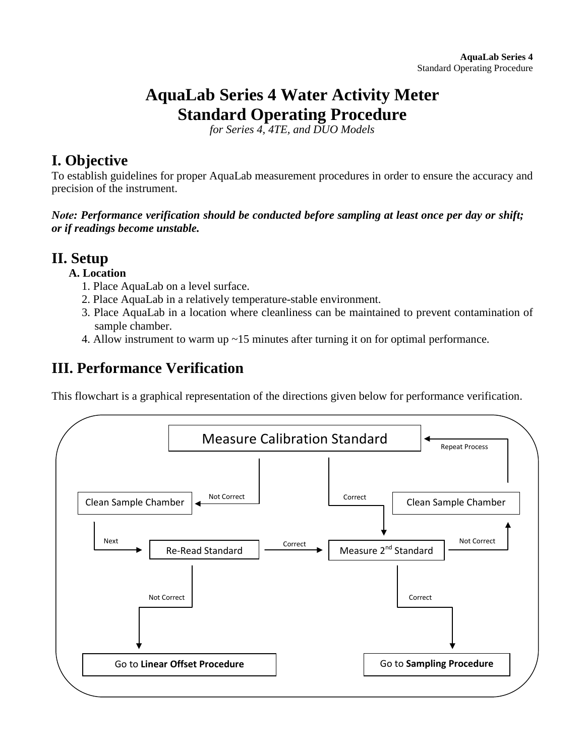# AquaLab Series 4 Water Activity Meter
# Standard Operating Procedure

*for Series 4, 4TE, and DUO Models*

## I. Objective

To establish guidelines for proper AquaLab measurement procedures in order to ensure the accuracy and precision of the instrument.

***Note: Performance verification should be conducted before sampling at least once per day or shift; or if readings become unstable.***

## II. Setup

### A. Location

1. Place AquaLab on a level surface.
2. Place AquaLab in a relatively temperature-stable environment.
3. Place AquaLab in a location where cleanliness can be maintained to prevent contamination of sample chamber.
4. Allow instrument to warm up ~15 minutes after turning it on for optimal performance.

## III. Performance Verification

This flowchart is a graphical representation of the directions given below for performance verification.

- Measure Calibration Standard
  - Not Correct → Clean Sample Chamber → Next → Re-Read Standard
    - Correct → Measure 2nd Standard
    - Not Correct → Go to **Linear Offset Procedure**
  - Correct → Measure 2nd Standard
- Measure 2nd Standard
  - Correct → Go to **Sampling Procedure**
  - Not Correct → Clean Sample Chamber → Repeat Process (return to Measure Calibration Standard)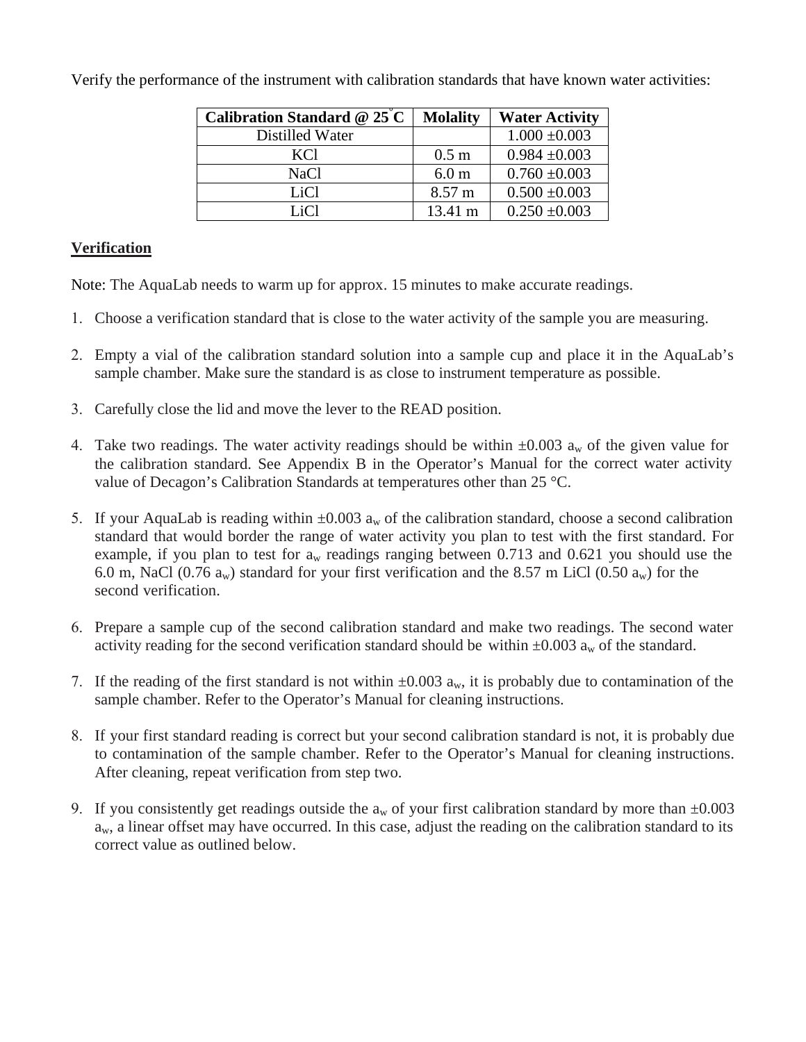Verify the performance of the instrument with calibration standards that have known water activities:

| Calibration Standard @ 25°C | Molality | Water Activity |
|---|---|---|
| Distilled Water | | 1.000 ±0.003 |
| KCl | 0.5 m | 0.984 ±0.003 |
| NaCl | 6.0 m | 0.760 ±0.003 |
| LiCl | 8.57 m | 0.500 ±0.003 |
| LiCl | 13.41 m | 0.250 ±0.003 |

**Verification**

Note: The AquaLab needs to warm up for approx. 15 minutes to make accurate readings.

1. Choose a verification standard that is close to the water activity of the sample you are measuring.

2. Empty a vial of the calibration standard solution into a sample cup and place it in the AquaLab's sample chamber. Make sure the standard is as close to instrument temperature as possible.

3. Carefully close the lid and move the lever to the READ position.

4. Take two readings. The water activity readings should be within ±0.003 $a_w$ of the given value for the calibration standard. See Appendix B in the Operator's Manual for the correct water activity value of Decagon's Calibration Standards at temperatures other than 25 °C.

5. If your AquaLab is reading within ±0.003 $a_w$ of the calibration standard, choose a second calibration standard that would border the range of water activity you plan to test with the first standard. For example, if you plan to test for $a_w$ readings ranging between 0.713 and 0.621 you should use the 6.0 m, NaCl (0.76 $a_w$) standard for your first verification and the 8.57 m LiCl (0.50 $a_w$) for the second verification.

6. Prepare a sample cup of the second calibration standard and make two readings. The second water activity reading for the second verification standard should be within ±0.003 $a_w$ of the standard.

7. If the reading of the first standard is not within ±0.003 $a_w$, it is probably due to contamination of the sample chamber. Refer to the Operator's Manual for cleaning instructions.

8. If your first standard reading is correct but your second calibration standard is not, it is probably due to contamination of the sample chamber. Refer to the Operator's Manual for cleaning instructions. After cleaning, repeat verification from step two.

9. If you consistently get readings outside the $a_w$ of your first calibration standard by more than ±0.003 $a_w$, a linear offset may have occurred. In this case, adjust the reading on the calibration standard to its correct value as outlined below.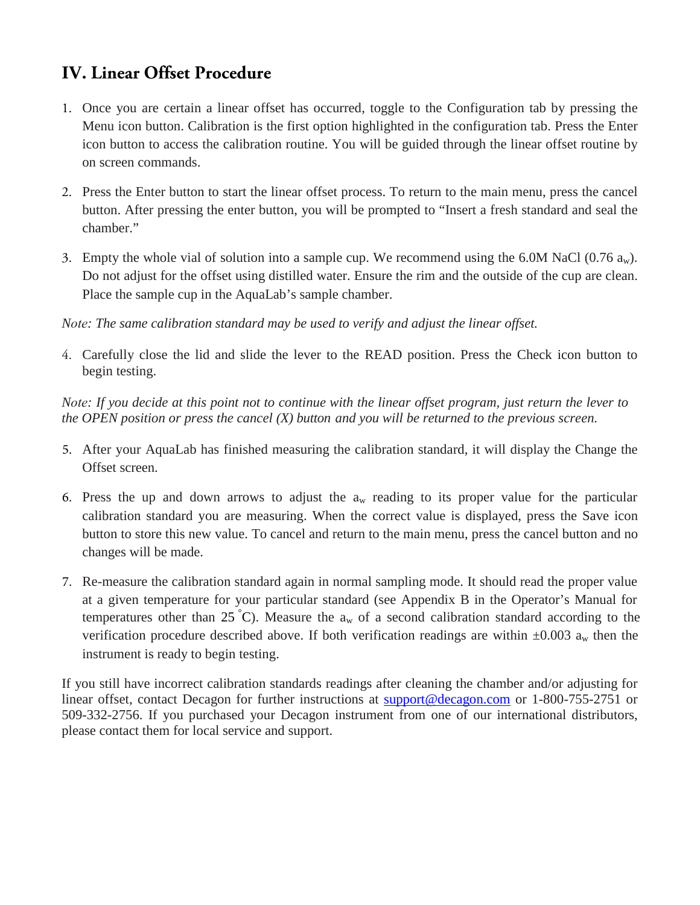## IV. Linear Offset Procedure

1. Once you are certain a linear offset has occurred, toggle to the Configuration tab by pressing the Menu icon button. Calibration is the first option highlighted in the configuration tab. Press the Enter icon button to access the calibration routine. You will be guided through the linear offset routine by on screen commands.

2. Press the Enter button to start the linear offset process. To return to the main menu, press the cancel button. After pressing the enter button, you will be prompted to "Insert a fresh standard and seal the chamber."

3. Empty the whole vial of solution into a sample cup. We recommend using the 6.0M NaCl (0.76 $a_w$). Do not adjust for the offset using distilled water. Ensure the rim and the outside of the cup are clean. Place the sample cup in the AquaLab's sample chamber.

*Note: The same calibration standard may be used to verify and adjust the linear offset.*

4. Carefully close the lid and slide the lever to the READ position. Press the Check icon button to begin testing.

*Note: If you decide at this point not to continue with the linear offset program, just return the lever to the OPEN position or press the cancel (X) button and you will be returned to the previous screen.*

5. After your AquaLab has finished measuring the calibration standard, it will display the Change the Offset screen.

6. Press the up and down arrows to adjust the $a_w$ reading to its proper value for the particular calibration standard you are measuring. When the correct value is displayed, press the Save icon button to store this new value. To cancel and return to the main menu, press the cancel button and no changes will be made.

7. Re-measure the calibration standard again in normal sampling mode. It should read the proper value at a given temperature for your particular standard (see Appendix B in the Operator's Manual for temperatures other than 25 °C). Measure the $a_w$ of a second calibration standard according to the verification procedure described above. If both verification readings are within ±0.003 $a_w$ then the instrument is ready to begin testing.

If you still have incorrect calibration standards readings after cleaning the chamber and/or adjusting for linear offset, contact Decagon for further instructions at support@decagon.com or 1-800-755-2751 or 509-332-2756. If you purchased your Decagon instrument from one of our international distributors, please contact them for local service and support.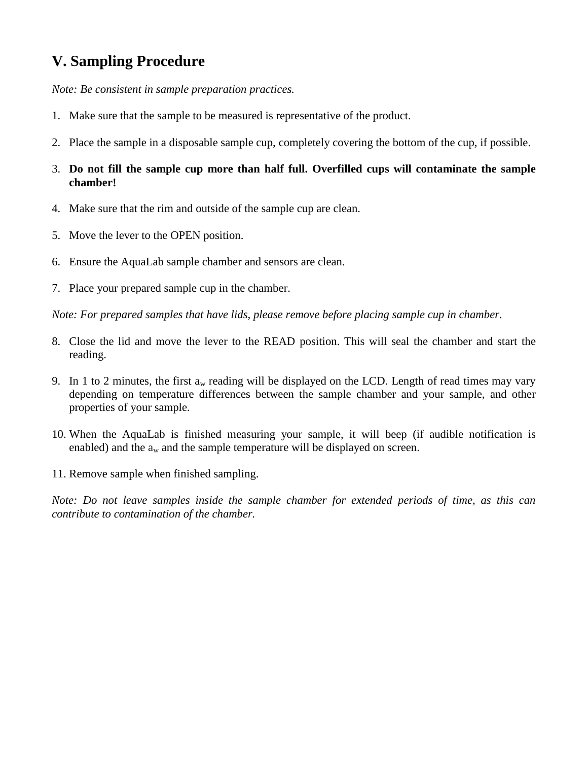## V. Sampling Procedure

*Note: Be consistent in sample preparation practices.*

1. Make sure that the sample to be measured is representative of the product.
2. Place the sample in a disposable sample cup, completely covering the bottom of the cup, if possible.
3. **Do not fill the sample cup more than half full. Overfilled cups will contaminate the sample chamber!**
4. Make sure that the rim and outside of the sample cup are clean.
5. Move the lever to the OPEN position.
6. Ensure the AquaLab sample chamber and sensors are clean.
7. Place your prepared sample cup in the chamber.

*Note: For prepared samples that have lids, please remove before placing sample cup in chamber.*

8. Close the lid and move the lever to the READ position. This will seal the chamber and start the reading.
9. In 1 to 2 minutes, the first $a_w$ reading will be displayed on the LCD. Length of read times may vary depending on temperature differences between the sample chamber and your sample, and other properties of your sample.
10. When the AquaLab is finished measuring your sample, it will beep (if audible notification is enabled) and the $a_w$ and the sample temperature will be displayed on screen.
11. Remove sample when finished sampling.

*Note: Do not leave samples inside the sample chamber for extended periods of time, as this can contribute to contamination of the chamber.*